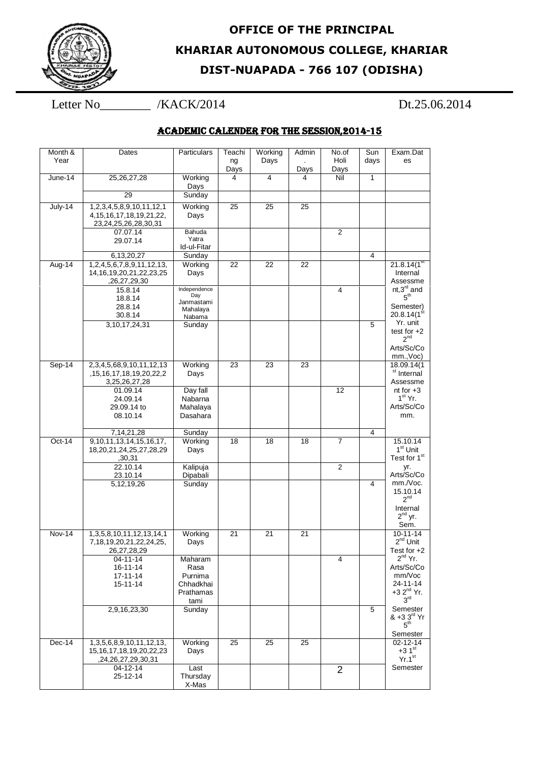# OFFICE OF THE PRINCIPAL

# KHARIAR AUTONOMOUS COLLEGE, KHARIAR

# DIST-NUAPADA - 766 107 (ODISHA)

Letter No________ /KACK/2014 Dt.25.06.2014

## ACADEMIC CALENDER FOR THE SESSION,2014-15

| Month & Year | Dates | Particulars | Teaching Days | Working Days | Admin. Days | No.of Holi Days | Sun days | Exam.Dates |
|---|---|---|---|---|---|---|---|---|
| June-14 | 25,26,27,28 | Working Days | 4 | 4 | 4 | Nil | 1 | |
| | 29 | Sunday | | | | | | |
| July-14 | 1,2,3,4,5,8,9,10,11,12,14,15,16,17,18,19,21,22,23,24,25,26,28,30,31 | Working Days | 25 | 25 | 25 | | | |
| | 07.07.14<br>29.07.14 | Bahuda Yatra<br>Id-ul-Fitar | | | | 2 | | |
| | 6,13,20,27 | Sunday | | | | | 4 | |
| Aug-14 | 1,2,4,5,6,7,8,9,11,12,13,14,16,19,20,21,22,23,25,26,27,29,30 | Working Days | 22 | 22 | 22 | | | 21.8.14(1st Internal Assessment,3rd and 5th Semester) 20.8.14(1st Yr. unit test for +2 2nd Arts/Sc/Comm.,Voc) |
| | 15.8.14<br>18.8.14<br>28.8.14<br>30.8.14 | Independence Day<br>Janmastami<br>Mahalaya<br>Nabama | | | | 4 | | |
| | 3,10,17,24,31 | Sunday | | | | | 5 | |
| Sep-14 | 2,3,4,5,6,8,9,10,11,12,13,15,16,17,18,19,20,22,23,25,26,27,28 | Working Days | 23 | 23 | 23 | | | 18.09.14(1st Internal Assessment for +3 1st Yr. Arts/Sc/Comm. |
| | 01.09.14<br>24.09.14<br>29.09.14 to 08.10.14 | Day fall<br>Nabarna<br>Mahalaya<br>Dasahara | | | | 12 | | |
| | 7,14,21,28 | Sunday | | | | | 4 | |
| Oct-14 | 9,10,11,13,14,15,16,17,18,20,21,24,25,27,28,29,30,31 | Working Days | 18 | 18 | 18 | 7 | | 15.10.14 1st Unit Test for 1st yr. Arts/Sc/Comm./Voc. 15.10.14 2nd Internal 2nd yr. Sem. |
| | 22.10.14<br>23.10.14 | Kalipuja<br>Dipabali | | | | 2 | | |
| | 5,12,19,26 | Sunday | | | | | 4 | |
| Nov-14 | 1,3,5,8,10,11,12,13,14,17,18,19,20,21,22,24,25,26,27,28,29 | Working Days | 21 | 21 | 21 | | | 10-11-14 2nd Unit Test for +2 2nd Yr. Arts/Sc/Comm/Voc 24-11-14 +3 2nd Yr. 3rd Semester & +3 3rd Yr 5th Semester |
| | 04-11-14<br>16-11-14<br>17-11-14<br>15-11-14 | Maharam<br>Rasa Purnima<br>Chhadkhai<br>Prathamastami | | | | 4 | | |
| | 2,9,16,23,30 | Sunday | | | | | 5 | |
| Dec-14 | 1,3,5,6,8,9,10,11,12,13,15,16,17,18,19,20,22,23,24,26,27,29,30,31 | Working Days | 25 | 25 | 25 | | | 02-12-14 +3 1st Yr.1st Semester |
| | 04-12-14<br>25-12-14 | Last Thursday<br>X-Mas | | | | 2 | | |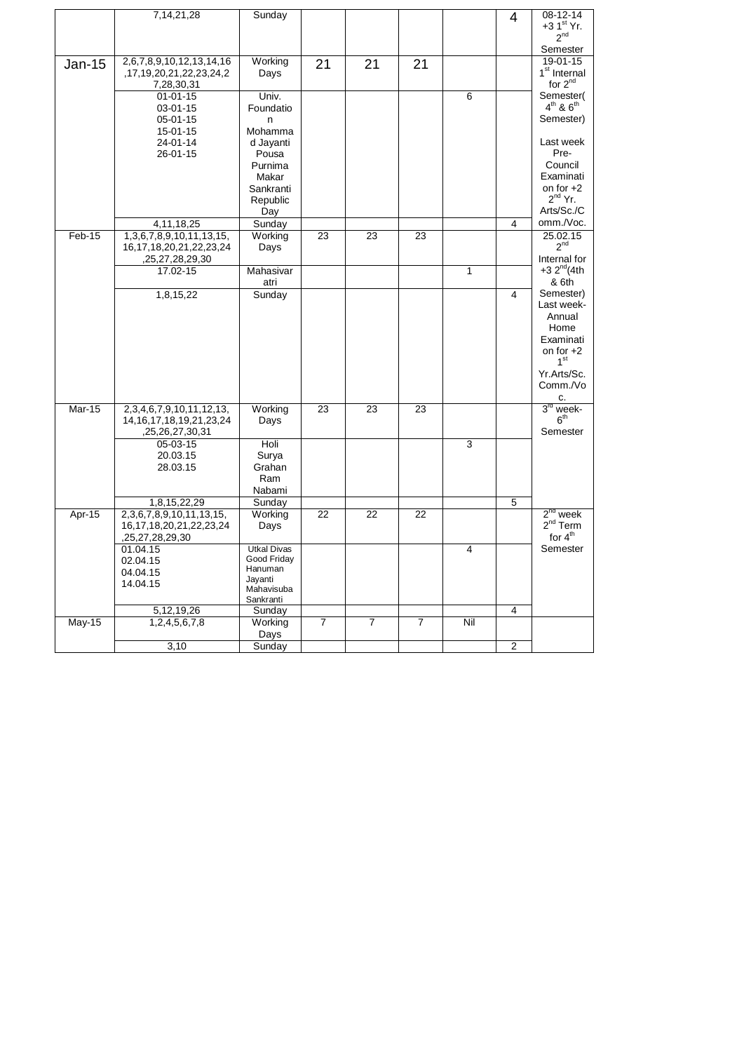| | | | | | | | | |
|---|---|---|---|---|---|---|---|---|
| | 7,14,21,28 | Sunday | | | | | 4 | 08-12-14 +3 1st Yr. 2nd Semester |
| Jan-15 | 2,6,7,8,9,10,12,13,14,16,17,19,20,21,22,23,24,27,28,30,31 | Working Days | 21 | 21 | 21 | | | 19-01-15 1st Internal for 2nd Semester( 4th & 6th Semester) Last week Pre-Council Examination for +2 2nd Yr. Arts/Sc./Comm./Voc. |
| | 01-01-15<br>03-01-15<br>05-01-15<br>15-01-15<br>24-01-14<br>26-01-15 | Univ. Foundation<br>Mohammad Jayanti<br>Pousa Purnima<br>Makar Sankranti<br>Republic Day | | | | 6 | | |
| | 4,11,18,25 | Sunday | | | | | 4 | |
| Feb-15 | 1,3,6,7,8,9,10,11,13,15,16,17,18,20,21,22,23,24,25,27,28,29,30 | Working Days | 23 | 23 | 23 | | | 25.02.15 2nd Internal for +3 2nd(4th & 6th Semester) Last week-Annual Home Examination for +2 1st Yr.Arts/Sc. Comm./Voc. |
| | 17.02-15 | Mahasivaratri | | | | 1 | | |
| | 1,8,15,22 | Sunday | | | | | 4 | |
| Mar-15 | 2,3,4,6,7,9,10,11,12,13,14,16,17,18,19,21,23,24,25,26,27,30,31 | Working Days | 23 | 23 | 23 | | | 3rd week-6th Semester |
| | 05-03-15<br>20.03.15<br>28.03.15 | Holi<br>Surya Grahan<br>Ram Nabami | | | | 3 | | |
| | 1,8,15,22,29 | Sunday | | | | | 5 | |
| Apr-15 | 2,3,6,7,8,9,10,11,13,15,16,17,18,20,21,22,23,24,25,27,28,29,30 | Working Days | 22 | 22 | 22 | | | 2nd week 2nd Term for 4th Semester |
| | 01.04.15<br>02.04.15<br>04.04.15<br>14.04.15 | Utkal Divas<br>Good Friday<br>Hanuman Jayanti<br>Mahavisuba Sankranti | | | | 4 | | |
| | 5,12,19,26 | Sunday | | | | | 4 | |
| May-15 | 1,2,4,5,6,7,8 | Working Days | 7 | 7 | 7 | Nil | | |
| | 3,10 | Sunday | | | | | 2 | |